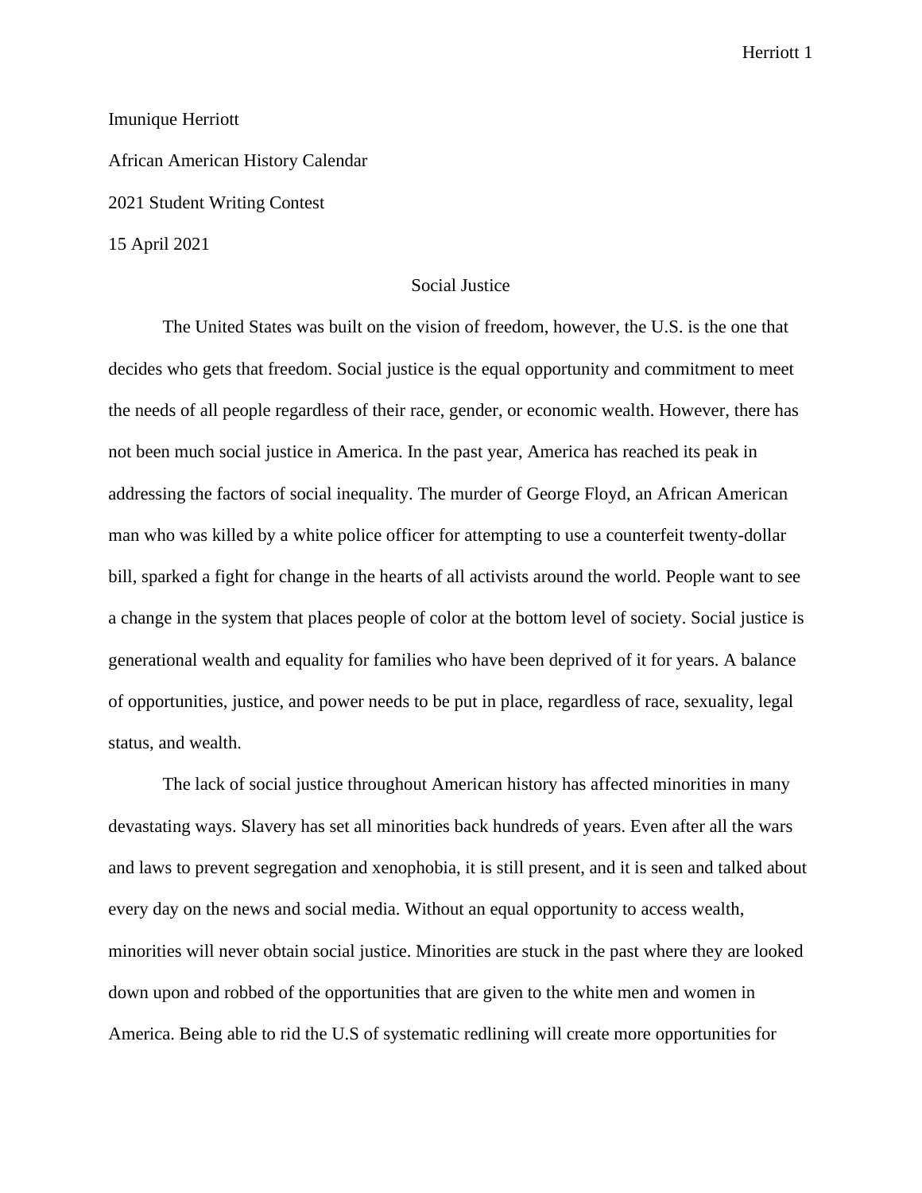Imunique Herriott

African American History Calendar

2021 Student Writing Contest

15 April 2021

# Social Justice

The United States was built on the vision of freedom, however, the U.S. is the one that decides who gets that freedom. Social justice is the equal opportunity and commitment to meet the needs of all people regardless of their race, gender, or economic wealth. However, there has not been much social justice in America. In the past year, America has reached its peak in addressing the factors of social inequality. The murder of George Floyd, an African American man who was killed by a white police officer for attempting to use a counterfeit twenty-dollar bill, sparked a fight for change in the hearts of all activists around the world. People want to see a change in the system that places people of color at the bottom level of society. Social justice is generational wealth and equality for families who have been deprived of it for years. A balance of opportunities, justice, and power needs to be put in place, regardless of race, sexuality, legal status, and wealth.

The lack of social justice throughout American history has affected minorities in many devastating ways. Slavery has set all minorities back hundreds of years. Even after all the wars and laws to prevent segregation and xenophobia, it is still present, and it is seen and talked about every day on the news and social media. Without an equal opportunity to access wealth, minorities will never obtain social justice. Minorities are stuck in the past where they are looked down upon and robbed of the opportunities that are given to the white men and women in America. Being able to rid the U.S of systematic redlining will create more opportunities for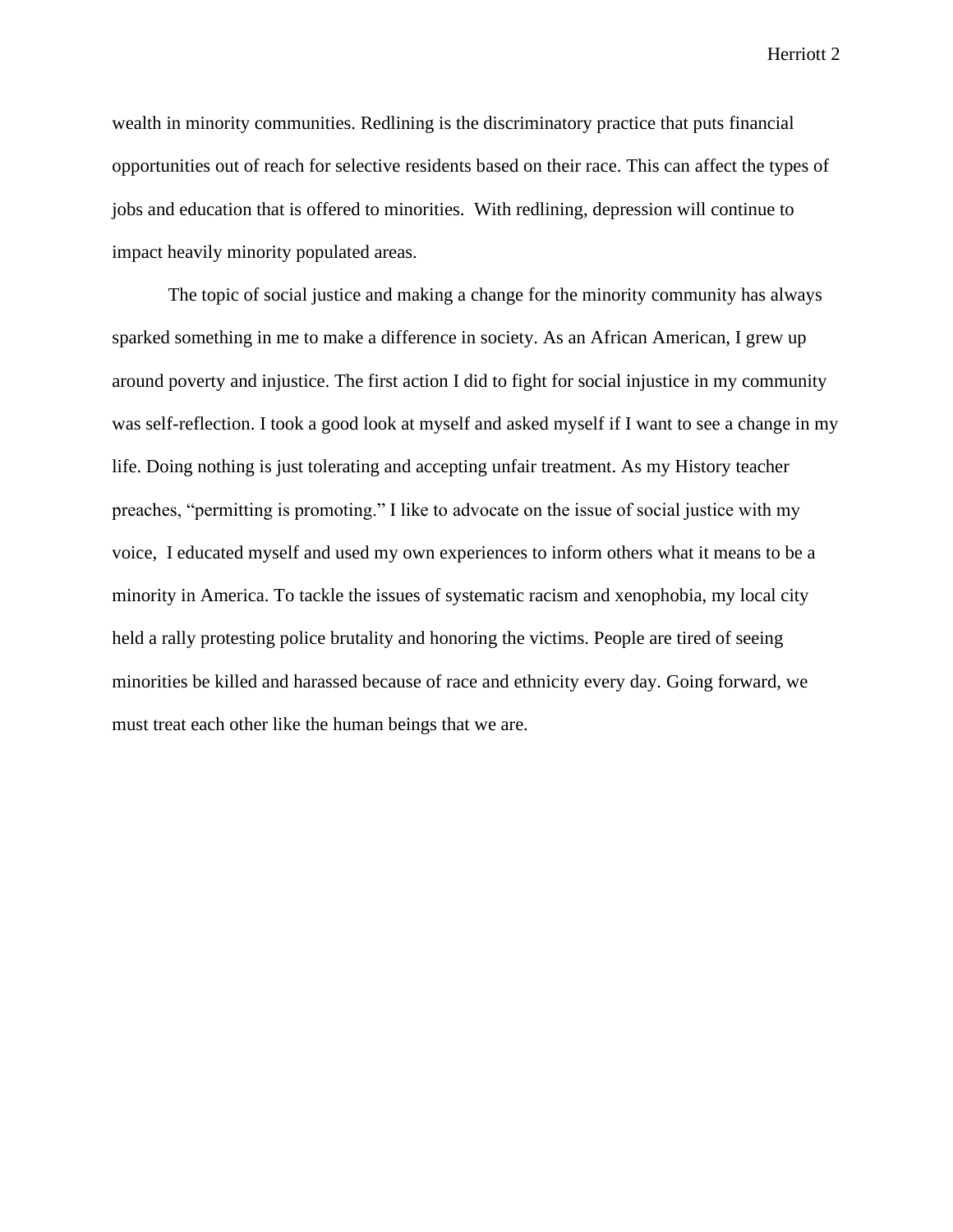wealth in minority communities. Redlining is the discriminatory practice that puts financial opportunities out of reach for selective residents based on their race. This can affect the types of jobs and education that is offered to minorities. With redlining, depression will continue to impact heavily minority populated areas.

The topic of social justice and making a change for the minority community has always sparked something in me to make a difference in society. As an African American, I grew up around poverty and injustice. The first action I did to fight for social injustice in my community was self-reflection. I took a good look at myself and asked myself if I want to see a change in my life. Doing nothing is just tolerating and accepting unfair treatment. As my History teacher preaches, "permitting is promoting." I like to advocate on the issue of social justice with my voice, I educated myself and used my own experiences to inform others what it means to be a minority in America. To tackle the issues of systematic racism and xenophobia, my local city held a rally protesting police brutality and honoring the victims. People are tired of seeing minorities be killed and harassed because of race and ethnicity every day. Going forward, we must treat each other like the human beings that we are.